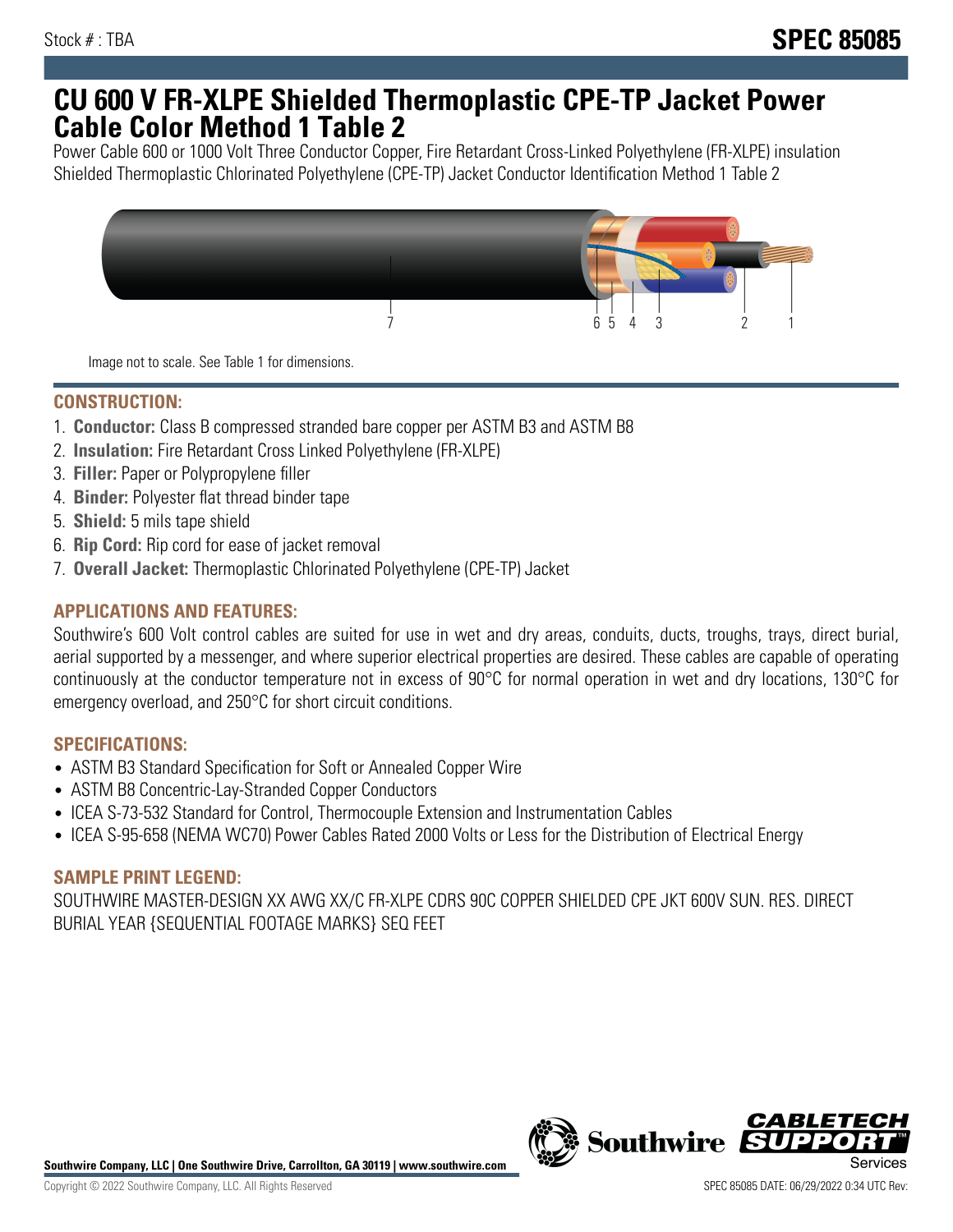Stock # : TBA

# SPEC 85085

# CU 600 V FR-XLPE Shielded Thermoplastic CPE-TP Jacket Power Cable Color Method 1 Table 2

Power Cable 600 or 1000 Volt Three Conductor Copper, Fire Retardant Cross-Linked Polyethylene (FR-XLPE) insulation Shielded Thermoplastic Chlorinated Polyethylene (CPE-TP) Jacket Conductor Identification Method 1 Table 2

Image not to scale. See Table 1 for dimensions.

## CONSTRUCTION:

1. **Conductor:** Class B compressed stranded bare copper per ASTM B3 and ASTM B8
2. **Insulation:** Fire Retardant Cross Linked Polyethylene (FR-XLPE)
3. **Filler:** Paper or Polypropylene filler
4. **Binder:** Polyester flat thread binder tape
5. **Shield:** 5 mils tape shield
6. **Rip Cord:** Rip cord for ease of jacket removal
7. **Overall Jacket:** Thermoplastic Chlorinated Polyethylene (CPE-TP) Jacket

## APPLICATIONS AND FEATURES:

Southwire's 600 Volt control cables are suited for use in wet and dry areas, conduits, ducts, troughs, trays, direct burial, aerial supported by a messenger, and where superior electrical properties are desired. These cables are capable of operating continuously at the conductor temperature not in excess of 90°C for normal operation in wet and dry locations, 130°C for emergency overload, and 250°C for short circuit conditions.

## SPECIFICATIONS:

- ASTM B3 Standard Specification for Soft or Annealed Copper Wire
- ASTM B8 Concentric-Lay-Stranded Copper Conductors
- ICEA S-73-532 Standard for Control, Thermocouple Extension and Instrumentation Cables
- ICEA S-95-658 (NEMA WC70) Power Cables Rated 2000 Volts or Less for the Distribution of Electrical Energy

## SAMPLE PRINT LEGEND:

SOUTHWIRE MASTER-DESIGN XX AWG XX/C FR-XLPE CDRS 90C COPPER SHIELDED CPE JKT 600V SUN. RES. DIRECT BURIAL YEAR {SEQUENTIAL FOOTAGE MARKS} SEQ FEET

**Southwire Company, LLC | One Southwire Drive, Carrollton, GA 30119 | www.southwire.com**

Copyright © 2022 Southwire Company, LLC. All Rights Reserved

SPEC 85085 DATE: 06/29/2022 0:34 UTC Rev: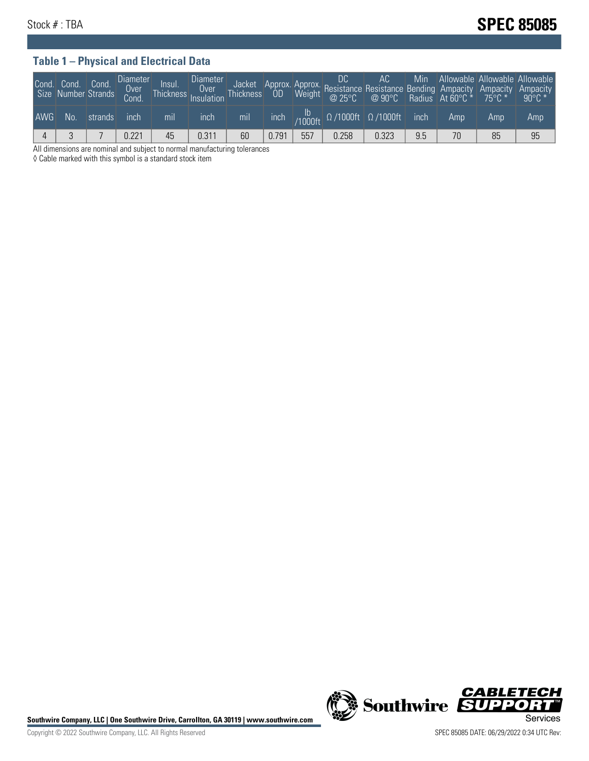### Table 1 – Physical and Electrical Data

| Cond. Size | Cond. Number | Cond. Strands | Diameter Over Cond. | Insul. Thickness | Diameter Over Insulation | Jacket Thickness | Approx. OD | Approx. Weight | DC Resistance @ 25°C | AC Resistance @ 90°C | Min Bending Radius | Allowable Ampacity At 60°C * | Allowable Ampacity 75°C * | Allowable Ampacity 90°C * |
|---|---|---|---|---|---|---|---|---|---|---|---|---|---|---|
| AWG | No. | strands | inch | mil | inch | mil | inch | lb /1000ft | Ω /1000ft | Ω /1000ft | inch | Amp | Amp | Amp |
| 4 | 3 | 7 | 0.221 | 45 | 0.311 | 60 | 0.791 | 557 | 0.258 | 0.323 | 9.5 | 70 | 85 | 95 |

All dimensions are nominal and subject to normal manufacturing tolerances

◊ Cable marked with this symbol is a standard stock item